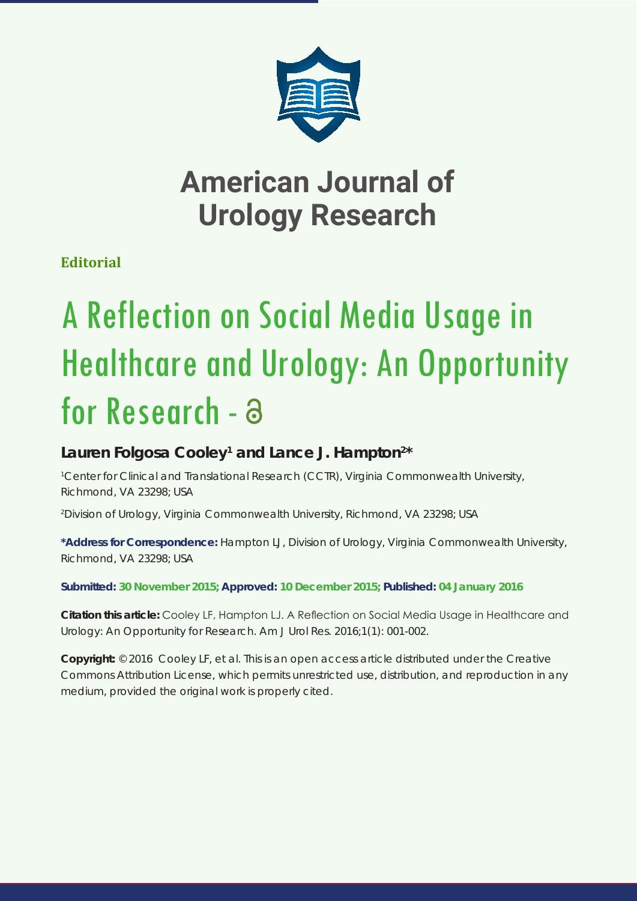# American Journal of Urology Research

**Editorial**

# A Reflection on Social Media Usage in Healthcare and Urology: An Opportunity for Research

**Lauren Folgosa Cooley[1] and Lance J. Hampton[2]***

[1]Center for Clinical and Translational Research (CCTR), Virginia Commonwealth University, Richmond, VA 23298; USA

[2]Division of Urology, Virginia Commonwealth University, Richmond, VA 23298; USA

**\*Address for Correspondence:** Hampton LJ, Division of Urology, Virginia Commonwealth University, Richmond, VA 23298; USA

**Submitted: 30 November 2015; Approved: 10 December 2015; Published: 04 January 2016**

**Citation this article:** Cooley LF, Hampton LJ. A Reflection on Social Media Usage in Healthcare and Urology: An Opportunity for Research. Am J Urol Res. 2016;1(1): 001-002.

**Copyright:** © 2016 Cooley LF, et al. This is an open access article distributed under the Creative Commons Attribution License, which permits unrestricted use, distribution, and reproduction in any medium, provided the original work is properly cited.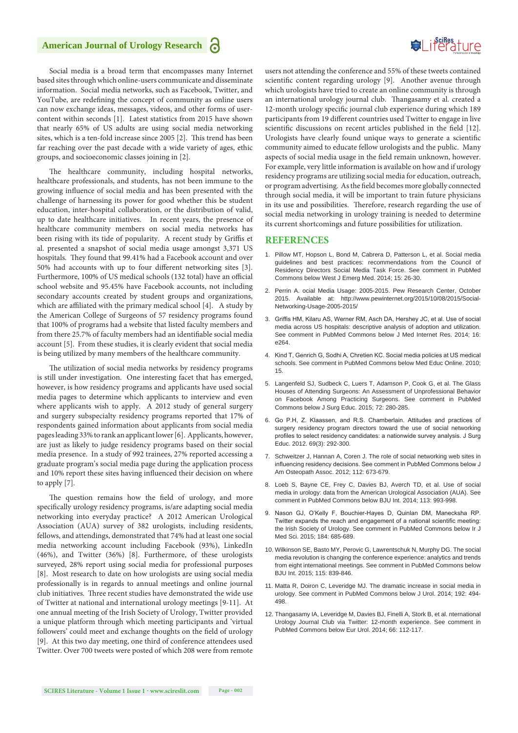Social media is a broad term that encompasses many Internet based sites through which online-users communicate and disseminate information. Social media networks, such as Facebook, Twitter, and YouTube, are redefining the concept of community as online users can now exchange ideas, messages, videos, and other forms of user-content within seconds [1]. Latest statistics from 2015 have shown that nearly 65% of US adults are using social media networking sites, which is a ten-fold increase since 2005 [2]. This trend has been far reaching over the past decade with a wide variety of ages, ethic groups, and socioeconomic classes joining in [2].

The healthcare community, including hospital networks, healthcare professionals, and students, has not been immune to the growing influence of social media and has been presented with the challenge of harnessing its power for good whether this be student education, inter-hospital collaboration, or the distribution of valid, up to date healthcare initiatives. In recent years, the presence of healthcare community members on social media networks has been rising with its tide of popularity. A recent study by Griffis et al. presented a snapshot of social media usage amongst 3,371 US hospitals. They found that 99.41% had a Facebook account and over 50% had accounts with up to four different networking sites [3]. Furthermore, 100% of US medical schools (132 total) have an official school website and 95.45% have Facebook accounts, not including secondary accounts created by student groups and organizations, which are affiliated with the primary medical school [4]. A study by the American College of Surgeons of 57 residency programs found that 100% of programs had a website that listed faculty members and from there 25.7% of faculty members had an identifiable social media account [5]. From these studies, it is clearly evident that social media is being utilized by many members of the healthcare community.

The utilization of social media networks by residency programs is still under investigation. One interesting facet that has emerged, however, is how residency programs and applicants have used social media pages to determine which applicants to interview and even where applicants wish to apply. A 2012 study of general surgery and surgery subspecialty residency programs reported that 17% of respondents gained information about applicants from social media pages leading 33% to rank an applicant lower [6]. Applicants, however, are just as likely to judge residency programs based on their social media presence. In a study of 992 trainees, 27% reported accessing a graduate program's social media page during the application process and 10% report these sites having influenced their decision on where to apply [7].

The question remains how the field of urology, and more specifically urology residency programs, is/are adapting social media networking into everyday practice? A 2012 American Urological Association (AUA) survey of 382 urologists, including residents, fellows, and attendings, demonstrated that 74% had at least one social media networking account including Facebook (93%), LinkedIn (46%), and Twitter (36%) [8]. Furthermore, of these urologists surveyed, 28% report using social media for professional purposes [8]. Most research to date on how urologists are using social media professionally is in regards to annual meetings and online journal club initiatives. Three recent studies have demonstrated the wide use of Twitter at national and international urology meetings [9-11]. At one annual meeting of the Irish Society of Urology, Twitter provided a unique platform through which meeting participants and 'virtual followers' could meet and exchange thoughts on the field of urology [9]. At this two day meeting, one third of conference attendees used Twitter. Over 700 tweets were posted of which 208 were from remote users not attending the conference and 55% of these tweets contained scientific content regarding urology [9]. Another avenue through which urologists have tried to create an online community is through an international urology journal club. Thangasamy et al. created a 12-month urology specific journal club experience during which 189 participants from 19 different countries used Twitter to engage in live scientific discussions on recent articles published in the field [12]. Urologists have clearly found unique ways to generate a scientific community aimed to educate fellow urologists and the public. Many aspects of social media usage in the field remain unknown, however. For example, very little information is available on how and if urology residency programs are utilizing social media for education, outreach, or program advertising. As the field becomes more globally connected through social media, it will be important to train future physicians in its use and possibilities. Therefore, research regarding the use of social media networking in urology training is needed to determine its current shortcomings and future possibilities for utilization.

## REFERENCES

1. Pillow MT, Hopson L, Bond M, Cabrera D, Patterson L, et al. Social media guidelines and best practices: recommendations from the Council of Residency Directors Social Media Task Force. See comment in PubMed Commons below West J Emerg Med. 2014; 15: 26-30.
2. Perrin A. ocial Media Usage: 2005-2015. Pew Research Center, October 2015. Available at: http://www.pewinternet.org/2015/10/08/2015/Social-Networking-Usage-2005-2015/
3. Griffis HM, Kilaru AS, Werner RM, Asch DA, Hershey JC, et al. Use of social media across US hospitals: descriptive analysis of adoption and utilization. See comment in PubMed Commons below J Med Internet Res. 2014; 16: e264.
4. Kind T, Genrich G, Sodhi A, Chretien KC. Social media policies at US medical schools. See comment in PubMed Commons below Med Educ Online. 2010; 15.
5. Langenfeld SJ, Sudbeck C, Luers T, Adamson P, Cook G, et al. The Glass Houses of Attending Surgeons: An Assessment of Unprofessional Behavior on Facebook Among Practicing Surgeons. See comment in PubMed Commons below J Surg Educ. 2015; 72: 280-285.
6. Go P.H, Z. Klaassen, and R.S. Chamberlain. Attitudes and practices of surgery residency program directors toward the use of social networking profiles to select residency candidates: a nationwide survey analysis. J Surg Educ. 2012. 69(3): 292-300.
7. Schweitzer J, Hannan A, Coren J. The role of social networking web sites in influencing residency decisions. See comment in PubMed Commons below J Am Osteopath Assoc. 2012; 112: 673-679.
8. Loeb S, Bayne CE, Frey C, Davies BJ, Averch TD, et al. Use of social media in urology: data from the American Urological Association (AUA). See comment in PubMed Commons below BJU Int. 2014; 113: 993-998.
9. Nason GJ, O'Kelly F, Bouchier-Hayes D, Quinlan DM, Manecksha RP. Twitter expands the reach and engagement of a national scientific meeting: the Irish Society of Urology. See comment in PubMed Commons below Ir J Med Sci. 2015; 184: 685-689.
10. Wilkinson SE, Basto MY, Perovic G, Lawrentschuk N, Murphy DG. The social media revolution is changing the conference experience: analytics and trends from eight international meetings. See comment in PubMed Commons below BJU Int. 2015; 115: 839-846.
11. Matta R, Doiron C, Leveridge MJ. The dramatic increase in social media in urology. See comment in PubMed Commons below J Urol. 2014; 192: 494-498.
12. Thangasamy IA, Leveridge M, Davies BJ, Finelli A, Stork B, et al. nternational Urology Journal Club via Twitter: 12-month experience. See comment in PubMed Commons below Eur Urol. 2014; 66: 112-117.